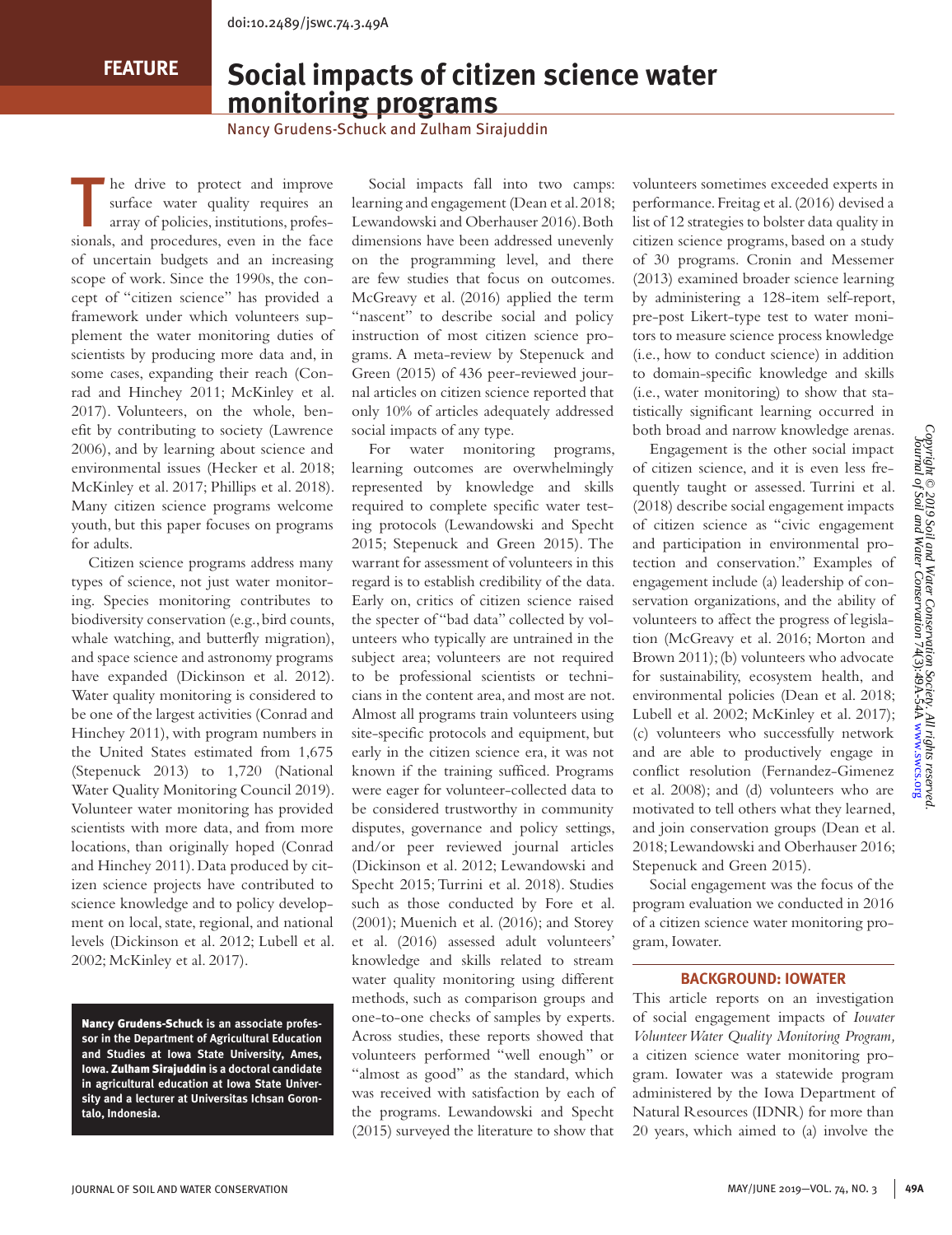doi:10.2489/jswc.74.3.49A

FEATURE

# Social impacts of citizen science water monitoring programs

Nancy Grudens-Schuck and Zulham Sirajuddin

The drive to protect and improve surface water quality requires an array of policies, institutions, professionals, and procedures, even in the face of uncertain budgets and an increasing scope of work. Since the 1990s, the concept of "citizen science" has provided a framework under which volunteers supplement the water monitoring duties of scientists by producing more data and, in some cases, expanding their reach (Conrad and Hinchey 2011; McKinley et al. 2017). Volunteers, on the whole, benefit by contributing to society (Lawrence 2006), and by learning about science and environmental issues (Hecker et al. 2018; McKinley et al. 2017; Phillips et al. 2018). Many citizen science programs welcome youth, but this paper focuses on programs for adults.

Citizen science programs address many types of science, not just water monitoring. Species monitoring contributes to biodiversity conservation (e.g., bird counts, whale watching, and butterfly migration), and space science and astronomy programs have expanded (Dickinson et al. 2012). Water quality monitoring is considered to be one of the largest activities (Conrad and Hinchey 2011), with program numbers in the United States estimated from 1,675 (Stepenuck 2013) to 1,720 (National Water Quality Monitoring Council 2019). Volunteer water monitoring has provided scientists with more data, and from more locations, than originally hoped (Conrad and Hinchey 2011). Data produced by citizen science projects have contributed to science knowledge and to policy development on local, state, regional, and national levels (Dickinson et al. 2012; Lubell et al. 2002; McKinley et al. 2017).

**Nancy Grudens-Schuck is an associate professor in the Department of Agricultural Education and Studies at Iowa State University, Ames, Iowa. Zulham Sirajuddin is a doctoral candidate in agricultural education at Iowa State University and a lecturer at Universitas Ichsan Gorontalo, Indonesia.**

Social impacts fall into two camps: learning and engagement (Dean et al. 2018; Lewandowski and Oberhauser 2016). Both dimensions have been addressed unevenly on the programming level, and there are few studies that focus on outcomes. McGreavy et al. (2016) applied the term "nascent" to describe social and policy instruction of most citizen science programs. A meta-review by Stepenuck and Green (2015) of 436 peer-reviewed journal articles on citizen science reported that only 10% of articles adequately addressed social impacts of any type.

For water monitoring programs, learning outcomes are overwhelmingly represented by knowledge and skills required to complete specific water testing protocols (Lewandowski and Specht 2015; Stepenuck and Green 2015). The warrant for assessment of volunteers in this regard is to establish credibility of the data. Early on, critics of citizen science raised the specter of "bad data" collected by volunteers who typically are untrained in the subject area; volunteers are not required to be professional scientists or technicians in the content area, and most are not. Almost all programs train volunteers using site-specific protocols and equipment, but early in the citizen science era, it was not known if the training sufficed. Programs were eager for volunteer-collected data to be considered trustworthy in community disputes, governance and policy settings, and/or peer reviewed journal articles (Dickinson et al. 2012; Lewandowski and Specht 2015; Turrini et al. 2018). Studies such as those conducted by Fore et al. (2001); Muenich et al. (2016); and Storey et al. (2016) assessed adult volunteers' knowledge and skills related to stream water quality monitoring using different methods, such as comparison groups and one-to-one checks of samples by experts. Across studies, these reports showed that volunteers performed "well enough" or "almost as good" as the standard, which was received with satisfaction by each of the programs. Lewandowski and Specht (2015) surveyed the literature to show that volunteers sometimes exceeded experts in performance. Freitag et al. (2016) devised a list of 12 strategies to bolster data quality in citizen science programs, based on a study of 30 programs. Cronin and Messemer (2013) examined broader science learning by administering a 128-item self-report, pre-post Likert-type test to water monitors to measure science process knowledge (i.e., how to conduct science) in addition to domain-specific knowledge and skills (i.e., water monitoring) to show that statistically significant learning occurred in both broad and narrow knowledge arenas.

Engagement is the other social impact of citizen science, and it is even less frequently taught or assessed. Turrini et al. (2018) describe social engagement impacts of citizen science as "civic engagement and participation in environmental protection and conservation." Examples of engagement include (a) leadership of conservation organizations, and the ability of volunteers to affect the progress of legislation (McGreavy et al. 2016; Morton and Brown 2011); (b) volunteers who advocate for sustainability, ecosystem health, and environmental policies (Dean et al. 2018; Lubell et al. 2002; McKinley et al. 2017); (c) volunteers who successfully network and are able to productively engage in conflict resolution (Fernandez-Gimenez et al. 2008); and (d) volunteers who are motivated to tell others what they learned, and join conservation groups (Dean et al. 2018; Lewandowski and Oberhauser 2016; Stepenuck and Green 2015).

Social engagement was the focus of the program evaluation we conducted in 2016 of a citizen science water monitoring program, Iowater.

## BACKGROUND: IOWATER

This article reports on an investigation of social engagement impacts of *Iowater Volunteer Water Quality Monitoring Program,* a citizen science water monitoring program. Iowater was a statewide program administered by the Iowa Department of Natural Resources (IDNR) for more than 20 years, which aimed to (a) involve the

*Copyright © 2019 Soil and Water Conservation Society. All rights reserved. Journal of Soil and Water Conservation 74(3):49A-54A www.swcs.org*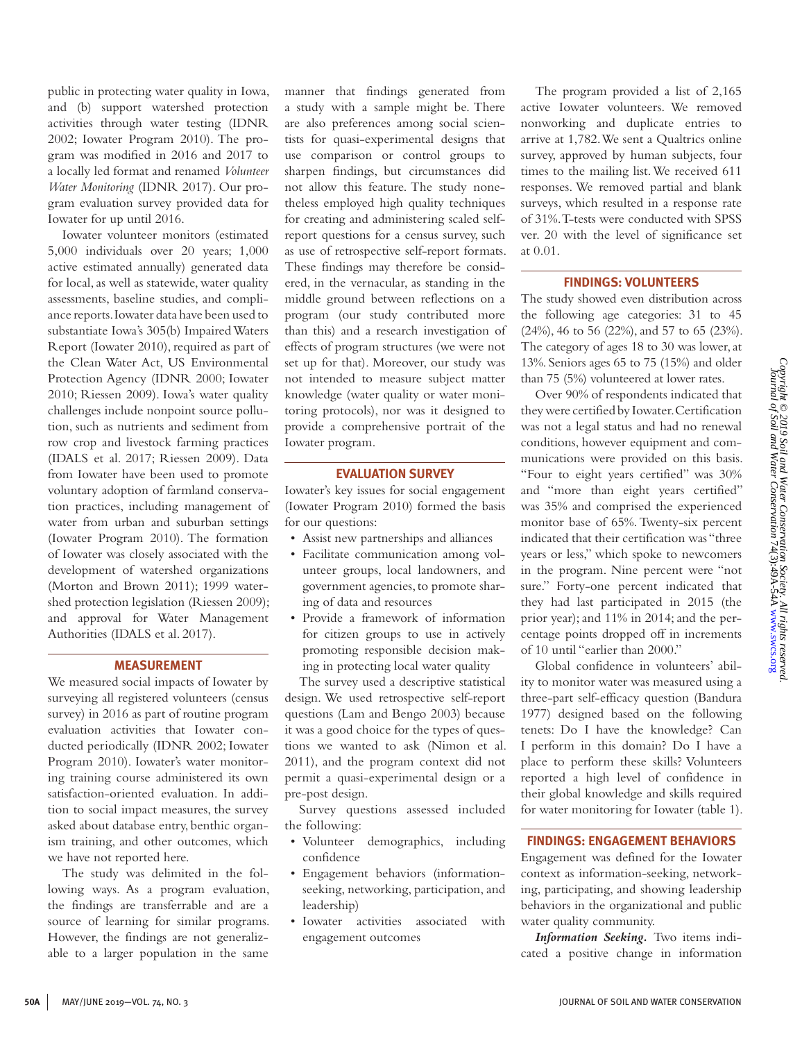public in protecting water quality in Iowa, and (b) support watershed protection activities through water testing (IDNR 2002; Iowater Program 2010). The program was modified in 2016 and 2017 to a locally led format and renamed *Volunteer Water Monitoring* (IDNR 2017). Our program evaluation survey provided data for Iowater for up until 2016.

Iowater volunteer monitors (estimated 5,000 individuals over 20 years; 1,000 active estimated annually) generated data for local, as well as statewide, water quality assessments, baseline studies, and compliance reports. Iowater data have been used to substantiate Iowa's 305(b) Impaired Waters Report (Iowater 2010), required as part of the Clean Water Act, US Environmental Protection Agency (IDNR 2000; Iowater 2010; Riessen 2009). Iowa's water quality challenges include nonpoint source pollution, such as nutrients and sediment from row crop and livestock farming practices (IDALS et al. 2017; Riessen 2009). Data from Iowater have been used to promote voluntary adoption of farmland conservation practices, including management of water from urban and suburban settings (Iowater Program 2010). The formation of Iowater was closely associated with the development of watershed organizations (Morton and Brown 2011); 1999 watershed protection legislation (Riessen 2009); and approval for Water Management Authorities (IDALS et al. 2017).

## MEASUREMENT

We measured social impacts of Iowater by surveying all registered volunteers (census survey) in 2016 as part of routine program evaluation activities that Iowater conducted periodically (IDNR 2002; Iowater Program 2010). Iowater's water monitoring training course administered its own satisfaction-oriented evaluation. In addition to social impact measures, the survey asked about database entry, benthic organism training, and other outcomes, which we have not reported here.

The study was delimited in the following ways. As a program evaluation, the findings are transferrable and are a source of learning for similar programs. However, the findings are not generalizable to a larger population in the same manner that findings generated from a study with a sample might be. There are also preferences among social scientists for quasi-experimental designs that use comparison or control groups to sharpen findings, but circumstances did not allow this feature. The study nonetheless employed high quality techniques for creating and administering scaled self-report questions for a census survey, such as use of retrospective self-report formats. These findings may therefore be considered, in the vernacular, as standing in the middle ground between reflections on a program (our study contributed more than this) and a research investigation of effects of program structures (we were not set up for that). Moreover, our study was not intended to measure subject matter knowledge (water quality or water monitoring protocols), nor was it designed to provide a comprehensive portrait of the Iowater program.

## EVALUATION SURVEY

Iowater's key issues for social engagement (Iowater Program 2010) formed the basis for our questions:

- Assist new partnerships and alliances
- Facilitate communication among volunteer groups, local landowners, and government agencies, to promote sharing of data and resources
- Provide a framework of information for citizen groups to use in actively promoting responsible decision making in protecting local water quality

The survey used a descriptive statistical design. We used retrospective self-report questions (Lam and Bengo 2003) because it was a good choice for the types of questions we wanted to ask (Nimon et al. 2011), and the program context did not permit a quasi-experimental design or a pre-post design.

Survey questions assessed included the following:

- Volunteer demographics, including confidence
- Engagement behaviors (information-seeking, networking, participation, and leadership)
- Iowater activities associated with engagement outcomes

The program provided a list of 2,165 active Iowater volunteers. We removed nonworking and duplicate entries to arrive at 1,782. We sent a Qualtrics online survey, approved by human subjects, four times to the mailing list. We received 611 responses. We removed partial and blank surveys, which resulted in a response rate of 31%. T-tests were conducted with SPSS ver. 20 with the level of significance set at 0.01.

## FINDINGS: VOLUNTEERS

The study showed even distribution across the following age categories: 31 to 45 (24%), 46 to 56 (22%), and 57 to 65 (23%). The category of ages 18 to 30 was lower, at 13%. Seniors ages 65 to 75 (15%) and older than 75 (5%) volunteered at lower rates.

Over 90% of respondents indicated that they were certified by Iowater. Certification was not a legal status and had no renewal conditions, however equipment and communications were provided on this basis. "Four to eight years certified" was 30% and "more than eight years certified" was 35% and comprised the experienced monitor base of 65%. Twenty-six percent indicated that their certification was "three years or less," which spoke to newcomers in the program. Nine percent were "not sure." Forty-one percent indicated that they had last participated in 2015 (the prior year); and 11% in 2014; and the percentage points dropped off in increments of 10 until "earlier than 2000."

Global confidence in volunteers' ability to monitor water was measured using a three-part self-efficacy question (Bandura 1977) designed based on the following tenets: Do I have the knowledge? Can I perform in this domain? Do I have a place to perform these skills? Volunteers reported a high level of confidence in their global knowledge and skills required for water monitoring for Iowater (table 1).

## FINDINGS: ENGAGEMENT BEHAVIORS

Engagement was defined for the Iowater context as information-seeking, networking, participating, and showing leadership behaviors in the organizational and public water quality community.

***Information Seeking.*** Two items indicated a positive change in information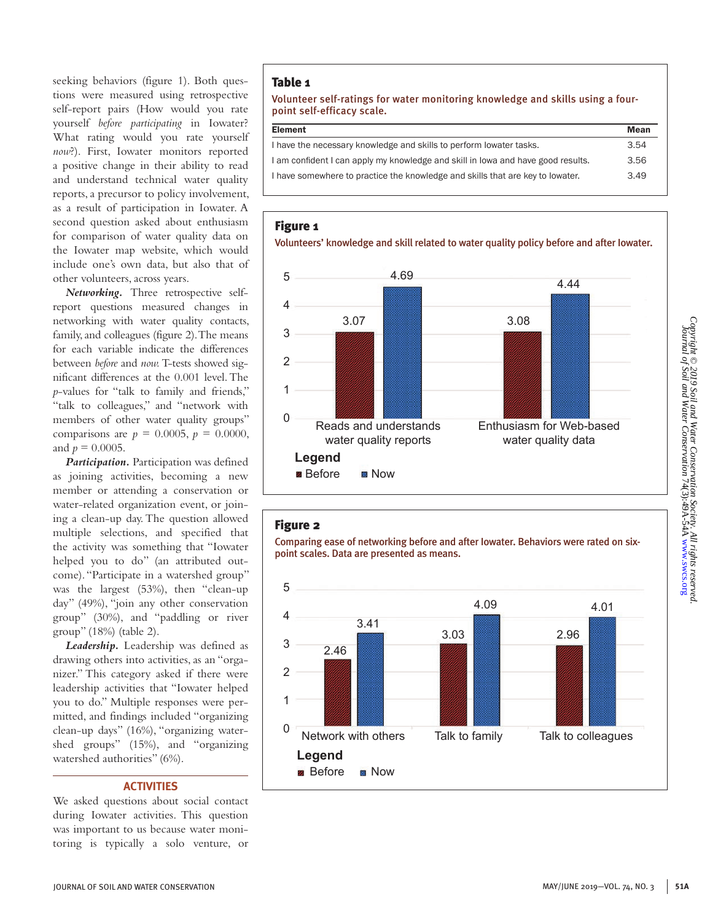seeking behaviors (figure 1). Both questions were measured using retrospective self-report pairs (How would you rate yourself *before participating* in Iowater? What rating would you rate yourself *now*?). First, Iowater monitors reported a positive change in their ability to read and understand technical water quality reports, a precursor to policy involvement, as a result of participation in Iowater. A second question asked about enthusiasm for comparison of water quality data on the Iowater map website, which would include one's own data, but also that of other volunteers, across years.

***Networking.*** Three retrospective self-report questions measured changes in networking with water quality contacts, family, and colleagues (figure 2). The means for each variable indicate the differences between *before* and *now*. T-tests showed significant differences at the 0.001 level. The *p*-values for "talk to family and friends," "talk to colleagues," and "network with members of other water quality groups" comparisons are $p = 0.0005$, $p = 0.0000$, and $p = 0.0005$.

***Participation.*** Participation was defined as joining activities, becoming a new member or attending a conservation or water-related organization event, or joining a clean-up day. The question allowed multiple selections, and specified that the activity was something that "Iowater helped you to do" (an attributed outcome). "Participate in a watershed group" was the largest (53%), then "clean-up day" (49%), "join any other conservation group" (30%), and "paddling or river group" (18%) (table 2).

***Leadership.*** Leadership was defined as drawing others into activities, as an "organizer." This category asked if there were leadership activities that "Iowater helped you to do." Multiple responses were permitted, and findings included "organizing clean-up days" (16%), "organizing watershed groups" (15%), and "organizing watershed authorities" (6%).

## ACTIVITIES

We asked questions about social contact during Iowater activities. This question was important to us because water monitoring is typically a solo venture, or

**Table 1**

Volunteer self-ratings for water monitoring knowledge and skills using a four-point self-efficacy scale.

| Element | Mean |
|---|---|
| I have the necessary knowledge and skills to perform Iowater tasks. | 3.54 |
| I am confident I can apply my knowledge and skill in Iowa and have good results. | 3.56 |
| I have somewhere to practice the knowledge and skills that are key to Iowater. | 3.49 |

**Figure 1**

Volunteers' knowledge and skill related to water quality policy before and after Iowater.

| | Before | Now |
|---|---|---|
| Reads and understands water quality reports | 3.07 | 4.69 |
| Enthusiasm for Web-based water quality data | 3.08 | 4.44 |

**Figure 2**

Comparing ease of networking before and after Iowater. Behaviors were rated on six-point scales. Data are presented as means.

| | Before | Now |
|---|---|---|
| Network with others | 2.46 | 3.41 |
| Talk to family | 3.03 | 4.09 |
| Talk to colleagues | 2.96 | 4.01 |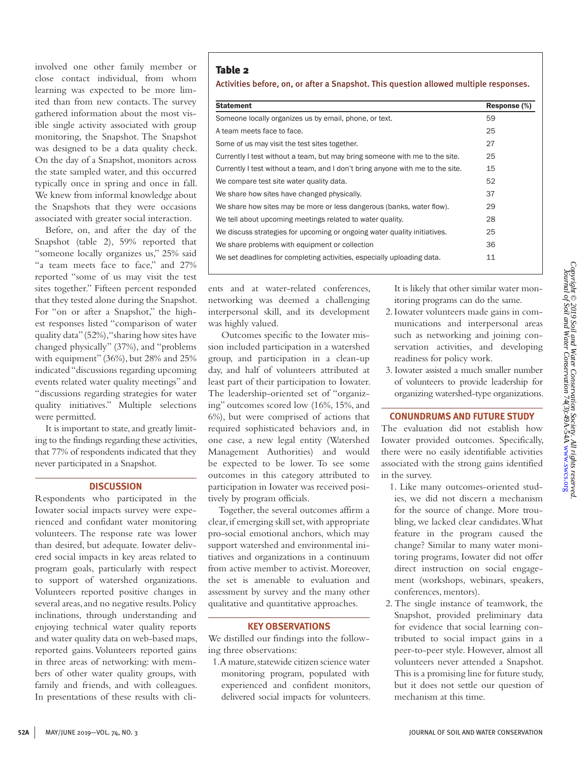involved one other family member or close contact individual, from whom learning was expected to be more limited than from new contacts. The survey gathered information about the most visible single activity associated with group monitoring, the Snapshot. The Snapshot was designed to be a data quality check. On the day of a Snapshot, monitors across the state sampled water, and this occurred typically once in spring and once in fall. We knew from informal knowledge about the Snapshots that they were occasions associated with greater social interaction.

Before, on, and after the day of the Snapshot (table 2), 59% reported that "someone locally organizes us," 25% said "a team meets face to face," and 27% reported "some of us may visit the test sites together." Fifteen percent responded that they tested alone during the Snapshot. For "on or after a Snapshot," the highest responses listed "comparison of water quality data" (52%), "sharing how sites have changed physically" (37%), and "problems with equipment" (36%), but 28% and 25% indicated "discussions regarding upcoming events related water quality meetings" and "discussions regarding strategies for water quality initiatives." Multiple selections were permitted.

It is important to state, and greatly limiting to the findings regarding these activities, that 77% of respondents indicated that they never participated in a Snapshot.

**Table 2**

Activities before, on, or after a Snapshot. This question allowed multiple responses.

| Statement | Response (%) |
|---|---|
| Someone locally organizes us by email, phone, or text. | 59 |
| A team meets face to face. | 25 |
| Some of us may visit the test sites together. | 27 |
| Currently I test without a team, but may bring someone with me to the site. | 25 |
| Currently I test without a team, and I don't bring anyone with me to the site. | 15 |
| We compare test site water quality data. | 52 |
| We share how sites have changed physically. | 37 |
| We share how sites may be more or less dangerous (banks, water flow). | 29 |
| We tell about upcoming meetings related to water quality. | 28 |
| We discuss strategies for upcoming or ongoing water quality initiatives. | 25 |
| We share problems with equipment or collection | 36 |
| We set deadlines for completing activities, especially uploading data. | 11 |

## DISCUSSION

Respondents who participated in the Iowater social impacts survey were experienced and confidant water monitoring volunteers. The response rate was lower than desired, but adequate. Iowater delivered social impacts in key areas related to program goals, particularly with respect to support of watershed organizations. Volunteers reported positive changes in several areas, and no negative results. Policy inclinations, through understanding and enjoying technical water quality reports and water quality data on web-based maps, reported gains. Volunteers reported gains in three areas of networking: with members of other water quality groups, with family and friends, and with colleagues. In presentations of these results with clients and at water-related conferences, networking was deemed a challenging interpersonal skill, and its development was highly valued.

Outcomes specific to the Iowater mission included participation in a watershed group, and participation in a clean-up day, and half of volunteers attributed at least part of their participation to Iowater. The leadership-oriented set of "organizing" outcomes scored low (16%, 15%, and 6%), but were comprised of actions that required sophisticated behaviors and, in one case, a new legal entity (Watershed Management Authorities) and would be expected to be lower. To see some outcomes in this category attributed to participation in Iowater was received positively by program officials.

Together, the several outcomes affirm a clear, if emerging skill set, with appropriate pro-social emotional anchors, which may support watershed and environmental initiatives and organizations in a continuum from active member to activist. Moreover, the set is amenable to evaluation and assessment by survey and the many other qualitative and quantitative approaches.

## KEY OBSERVATIONS

We distilled our findings into the following three observations:

1. A mature, statewide citizen science water monitoring program, populated with experienced and confident monitors, delivered social impacts for volunteers. It is likely that other similar water monitoring programs can do the same.
2. Iowater volunteers made gains in communications and interpersonal areas such as networking and joining conservation activities, and developing readiness for policy work.
3. Iowater assisted a much smaller number of volunteers to provide leadership for organizing watershed-type organizations.

## CONUNDRUMS AND FUTURE STUDY

The evaluation did not establish how Iowater provided outcomes. Specifically, there were no easily identifiable activities associated with the strong gains identified in the survey.

1. Like many outcomes-oriented studies, we did not discern a mechanism for the source of change. More troubling, we lacked clear candidates. What feature in the program caused the change? Similar to many water monitoring programs, Iowater did not offer direct instruction on social engagement (workshops, webinars, speakers, conferences, mentors).
2. The single instance of teamwork, the Snapshot, provided preliminary data for evidence that social learning contributed to social impact gains in a peer-to-peer style. However, almost all volunteers never attended a Snapshot. This is a promising line for future study, but it does not settle our question of mechanism at this time.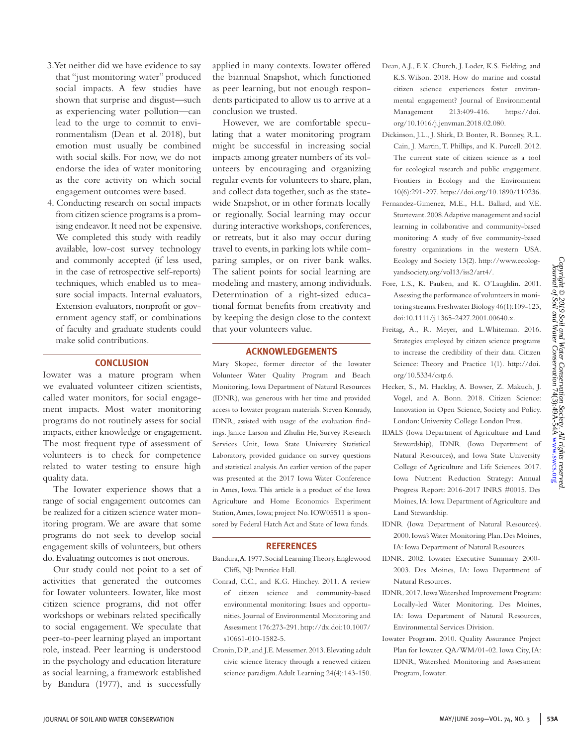3. Yet neither did we have evidence to say that "just monitoring water" produced social impacts. A few studies have shown that surprise and disgust—such as experiencing water pollution—can lead to the urge to commit to environmentalism (Dean et al. 2018), but emotion must usually be combined with social skills. For now, we do not endorse the idea of water monitoring as the core activity on which social engagement outcomes were based.
4. Conducting research on social impacts from citizen science programs is a promising endeavor. It need not be expensive. We completed this study with readily available, low-cost survey technology and commonly accepted (if less used, in the case of retrospective self-reports) techniques, which enabled us to measure social impacts. Internal evaluators, Extension evaluators, nonprofit or government agency staff, or combinations of faculty and graduate students could make solid contributions.

## CONCLUSION

Iowater was a mature program when we evaluated volunteer citizen scientists, called water monitors, for social engagement impacts. Most water monitoring programs do not routinely assess for social impacts, either knowledge or engagement. The most frequent type of assessment of volunteers is to check for competence related to water testing to ensure high quality data.

The Iowater experience shows that a range of social engagement outcomes can be realized for a citizen science water monitoring program. We are aware that some programs do not seek to develop social engagement skills of volunteers, but others do. Evaluating outcomes is not onerous.

Our study could not point to a set of activities that generated the outcomes for Iowater volunteers. Iowater, like most citizen science programs, did not offer workshops or webinars related specifically to social engagement. We speculate that peer-to-peer learning played an important role, instead. Peer learning is understood in the psychology and education literature as social learning, a framework established by Bandura (1977), and is successfully applied in many contexts. Iowater offered the biannual Snapshot, which functioned as peer learning, but not enough respondents participated to allow us to arrive at a conclusion we trusted.

However, we are comfortable speculating that a water monitoring program might be successful in increasing social impacts among greater numbers of its volunteers by encouraging and organizing regular events for volunteers to share, plan, and collect data together, such as the statewide Snapshot, or in other formats locally or regionally. Social learning may occur during interactive workshops, conferences, or retreats, but it also may occur during travel to events, in parking lots while comparing samples, or on river bank walks. The salient points for social learning are modeling and mastery, among individuals. Determination of a right-sized educational format benefits from creativity and by keeping the design close to the context that your volunteers value.

## ACKNOWLEDGEMENTS

Mary Skopec, former director of the Iowater Volunteer Water Quality Program and Beach Monitoring, Iowa Department of Natural Resources (IDNR), was generous with her time and provided access to Iowater program materials. Steven Konrady, IDNR, assisted with usage of the evaluation findings. Janice Larson and Zhulin He, Survey Research Services Unit, Iowa State University Statistical Laboratory, provided guidance on survey questions and statistical analysis. An earlier version of the paper was presented at the 2017 Iowa Water Conference in Ames, Iowa. This article is a product of the Iowa Agriculture and Home Economics Experiment Station, Ames, Iowa; project No. IOW05511 is sponsored by Federal Hatch Act and State of Iowa funds.

## REFERENCES

Bandura, A. 1977. Social Learning Theory. Englewood Cliffs, NJ: Prentice Hall.

Conrad, C.C., and K.G. Hinchey. 2011. A review of citizen science and community-based environmental monitoring: Issues and opportunities. Journal of Environmental Monitoring and Assessment 176:273-291. http://dx.doi:10.1007/s10661-010-1582-5.

Cronin, D.P., and J.E. Messemer. 2013. Elevating adult civic science literacy through a renewed citizen science paradigm. Adult Learning 24(4):143-150.

Dean, A.J., E.K. Church, J. Loder, K.S. Fielding, and K.S. Wilson. 2018. How do marine and coastal citizen science experiences foster environmental engagement? Journal of Environmental Management 213:409-416. https://doi.org/10.1016/j.jenvman.2018.02.080.

Dickinson, J.L., J. Shirk, D. Bonter, R. Bonney, R.L. Cain, J. Martin, T. Phillips, and K. Purcell. 2012. The current state of citizen science as a tool for ecological research and public engagement. Frontiers in Ecology and the Environment 10(6):291-297. https://doi.org/10.1890/110236.

Fernandez-Gimenez, M.E., H.L. Ballard, and V.E. Sturtevant. 2008. Adaptive management and social learning in collaborative and community-based monitoring: A study of five community-based forestry organizations in the western USA. Ecology and Society 13(2). http://www.ecologyandsociety.org/vol13/iss2/art4/.

Fore, L.S., K. Paulsen, and K. O'Laughlin. 2001. Assessing the performance of volunteers in monitoring streams. Freshwater Biology 46(1):109-123, doi:10.1111/j.1365-2427.2001.00640.x.

Freitag, A., R. Meyer, and L. Whiteman. 2016. Strategies employed by citizen science programs to increase the credibility of their data. Citizen Science: Theory and Practice 1(1). http://doi.org/10.5334/cstp.6.

Hecker, S., M. Hacklay, A. Bowser, Z. Makuch, J. Vogel, and A. Bonn. 2018. Citizen Science: Innovation in Open Science, Society and Policy. London: University College London Press.

IDALS (Iowa Department of Agriculture and Land Stewardship), IDNR (Iowa Department of Natural Resources), and Iowa State University College of Agriculture and Life Sciences. 2017. Iowa Nutrient Reduction Strategy: Annual Progress Report: 2016-2017 INRS #0015. Des Moines, IA: Iowa Department of Agriculture and Land Stewardship.

IDNR (Iowa Department of Natural Resources). 2000. Iowa's Water Monitoring Plan. Des Moines, IA: Iowa Department of Natural Resources.

IDNR. 2002. Iowater Executive Summary 2000-2003. Des Moines, IA: Iowa Department of Natural Resources.

IDNR. 2017. Iowa Watershed Improvement Program: Locally-led Water Monitoring. Des Moines, IA: Iowa Department of Natural Resources, Environmental Services Division.

Iowater Program. 2010. Quality Assurance Project Plan for Iowater. QA/WM/01-02. Iowa City, IA: IDNR, Watershed Monitoring and Assessment Program, Iowater.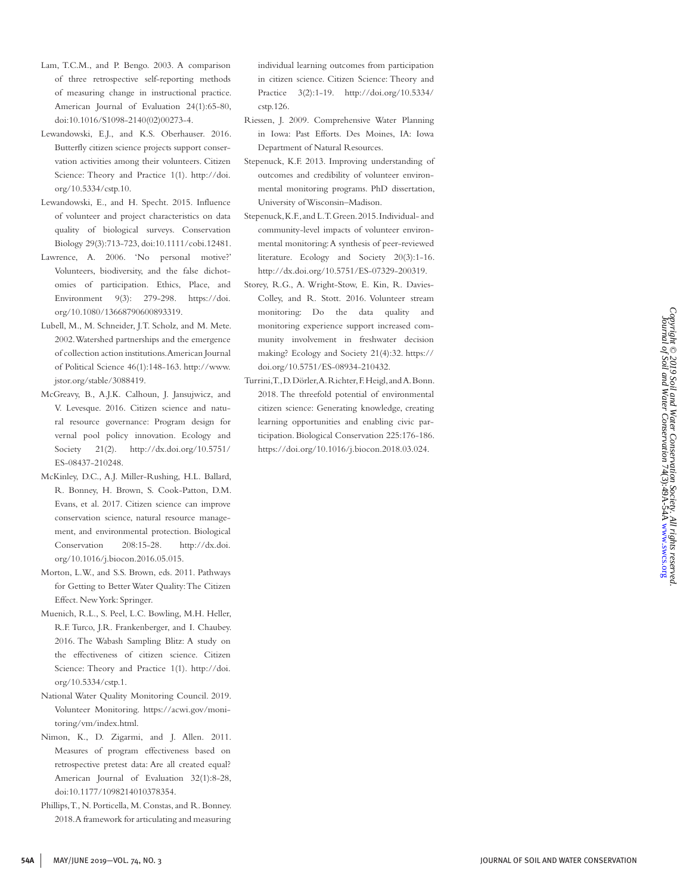Lam, T.C.M., and P. Bengo. 2003. A comparison of three retrospective self-reporting methods of measuring change in instructional practice. American Journal of Evaluation 24(1):65-80, doi:10.1016/S1098-2140(02)00273-4.

Lewandowski, E.J., and K.S. Oberhauser. 2016. Butterfly citizen science projects support conservation activities among their volunteers. Citizen Science: Theory and Practice 1(1). http://doi.org/10.5334/cstp.10.

Lewandowski, E., and H. Specht. 2015. Influence of volunteer and project characteristics on data quality of biological surveys. Conservation Biology 29(3):713-723, doi:10.1111/cobi.12481.

Lawrence, A. 2006. 'No personal motive?' Volunteers, biodiversity, and the false dichotomies of participation. Ethics, Place, and Environment 9(3): 279-298. https://doi.org/10.1080/13668790600893319.

Lubell, M., M. Schneider, J.T. Scholz, and M. Mete. 2002. Watershed partnerships and the emergence of collection action institutions. American Journal of Political Science 46(1):148-163. http://www.jstor.org/stable/3088419.

McGreavy, B., A.J.K. Calhoun, J. Jansujwicz, and V. Levesque. 2016. Citizen science and natural resource governance: Program design for vernal pool policy innovation. Ecology and Society 21(2). http://dx.doi.org/10.5751/ES-08437-210248.

McKinley, D.C., A.J. Miller-Rushing, H.L. Ballard, R. Bonney, H. Brown, S. Cook-Patton, D.M. Evans, et al. 2017. Citizen science can improve conservation science, natural resource management, and environmental protection. Biological Conservation 208:15-28. http://dx.doi.org/10.1016/j.biocon.2016.05.015.

Morton, L.W., and S.S. Brown, eds. 2011. Pathways for Getting to Better Water Quality: The Citizen Effect. New York: Springer.

Muenich, R.L., S. Peel, L.C. Bowling, M.H. Heller, R.F. Turco, J.R. Frankenberger, and I. Chaubey. 2016. The Wabash Sampling Blitz: A study on the effectiveness of citizen science. Citizen Science: Theory and Practice 1(1). http://doi.org/10.5334/cstp.1.

National Water Quality Monitoring Council. 2019. Volunteer Monitoring. https://acwi.gov/monitoring/vm/index.html.

Nimon, K., D. Zigarmi, and J. Allen. 2011. Measures of program effectiveness based on retrospective pretest data: Are all created equal? American Journal of Evaluation 32(1):8-28, doi:10.1177/1098214010378354.

Phillips, T., N. Porticella, M. Constas, and R. Bonney. 2018. A framework for articulating and measuring individual learning outcomes from participation in citizen science. Citizen Science: Theory and Practice 3(2):1-19. http://doi.org/10.5334/cstp.126.

Riessen, J. 2009. Comprehensive Water Planning in Iowa: Past Efforts. Des Moines, IA: Iowa Department of Natural Resources.

Stepenuck, K.F. 2013. Improving understanding of outcomes and credibility of volunteer environmental monitoring programs. PhD dissertation, University of Wisconsin–Madison.

Stepenuck, K.F., and L.T. Green. 2015. Individual- and community-level impacts of volunteer environmental monitoring: A synthesis of peer-reviewed literature. Ecology and Society 20(3):1-16. http://dx.doi.org/10.5751/ES-07329-200319.

Storey, R.G., A. Wright-Stow, E. Kin, R. Davies-Colley, and R. Stott. 2016. Volunteer stream monitoring: Do the data quality and monitoring experience support increased community involvement in freshwater decision making? Ecology and Society 21(4):32. https://doi.org/10.5751/ES-08934-210432.

Turrini, T., D. Dörler, A. Richter, F. Heigl, and A. Bonn. 2018. The threefold potential of environmental citizen science: Generating knowledge, creating learning opportunities and enabling civic participation. Biological Conservation 225:176-186. https://doi.org/10.1016/j.biocon.2018.03.024.